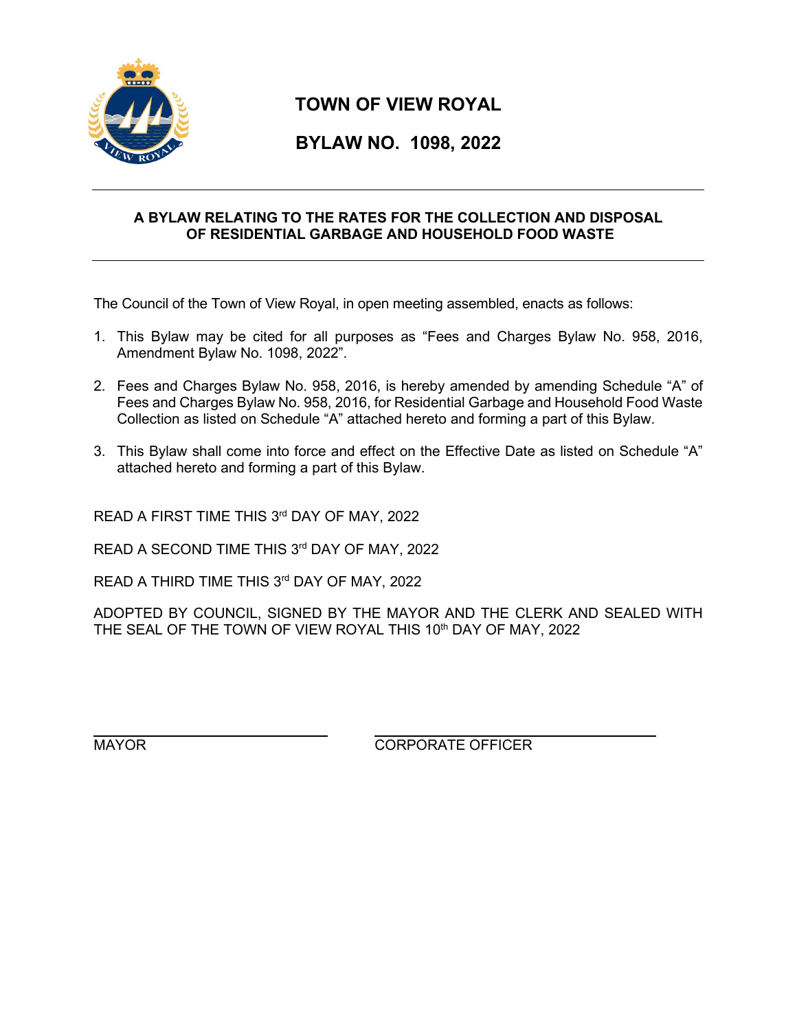# TOWN OF VIEW ROYAL

# BYLAW NO. 1098, 2022

---

**A BYLAW RELATING TO THE RATES FOR THE COLLECTION AND DISPOSAL OF RESIDENTIAL GARBAGE AND HOUSEHOLD FOOD WASTE**

---

The Council of the Town of View Royal, in open meeting assembled, enacts as follows:

1. This Bylaw may be cited for all purposes as "Fees and Charges Bylaw No. 958, 2016, Amendment Bylaw No. 1098, 2022".
2. Fees and Charges Bylaw No. 958, 2016, is hereby amended by amending Schedule "A" of Fees and Charges Bylaw No. 958, 2016, for Residential Garbage and Household Food Waste Collection as listed on Schedule "A" attached hereto and forming a part of this Bylaw.
3. This Bylaw shall come into force and effect on the Effective Date as listed on Schedule "A" attached hereto and forming a part of this Bylaw.

READ A FIRST TIME THIS 3rd DAY OF MAY, 2022

READ A SECOND TIME THIS 3rd DAY OF MAY, 2022

READ A THIRD TIME THIS 3rd DAY OF MAY, 2022

ADOPTED BY COUNCIL, SIGNED BY THE MAYOR AND THE CLERK AND SEALED WITH THE SEAL OF THE TOWN OF VIEW ROYAL THIS 10th DAY OF MAY, 2022

MAYOR

CORPORATE OFFICER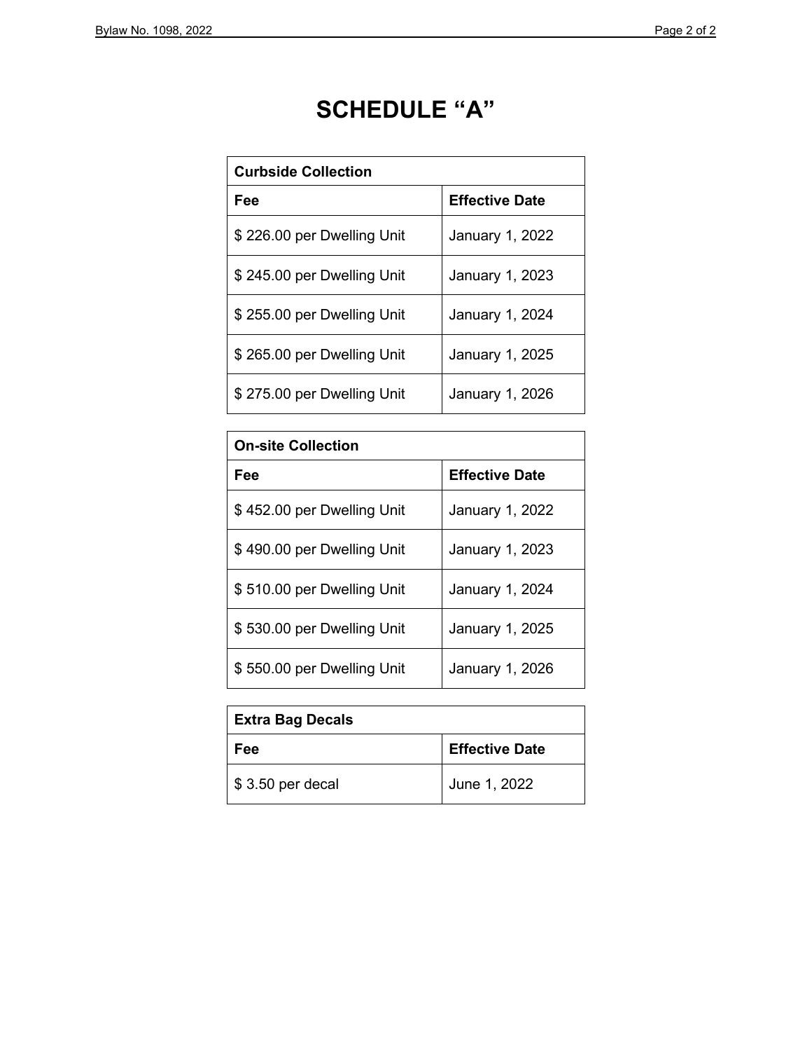# SCHEDULE "A"

| Curbside Collection | |
|---|---|
| **Fee** | **Effective Date** |
| $ 226.00 per Dwelling Unit | January 1, 2022 |
| $ 245.00 per Dwelling Unit | January 1, 2023 |
| $ 255.00 per Dwelling Unit | January 1, 2024 |
| $ 265.00 per Dwelling Unit | January 1, 2025 |
| $ 275.00 per Dwelling Unit | January 1, 2026 |

| On-site Collection | |
|---|---|
| **Fee** | **Effective Date** |
| $ 452.00 per Dwelling Unit | January 1, 2022 |
| $ 490.00 per Dwelling Unit | January 1, 2023 |
| $ 510.00 per Dwelling Unit | January 1, 2024 |
| $ 530.00 per Dwelling Unit | January 1, 2025 |
| $ 550.00 per Dwelling Unit | January 1, 2026 |

| Extra Bag Decals | |
|---|---|
| **Fee** | **Effective Date** |
| $ 3.50 per decal | June 1, 2022 |